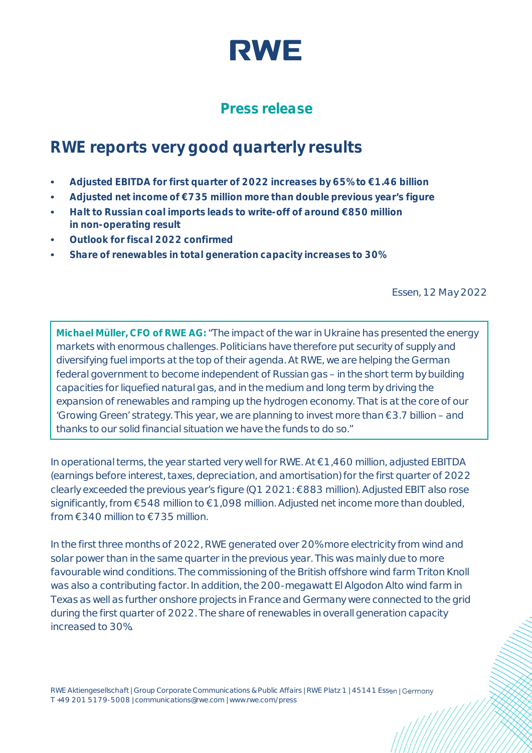# RWE

## Press release

# RWE reports very good quarterly results

- **Adjusted EBITDA for first quarter of 2022 increases by 65% to €1.46 billion**
- **Adjusted net income of €735 million more than double previous year's figure**
- **Halt to Russian coal imports leads to write-off of around €850 million in non-operating result**
- **Outlook for fiscal 2022 confirmed**
- **Share of renewables in total generation capacity increases to 30%**

Essen, 12 May 2022

**Michael Müller, CFO of RWE AG:** "The impact of the war in Ukraine has presented the energy markets with enormous challenges. Politicians have therefore put security of supply and diversifying fuel imports at the top of their agenda. At RWE, we are helping the German federal government to become independent of Russian gas – in the short term by building capacities for liquefied natural gas, and in the medium and long term by driving the expansion of renewables and ramping up the hydrogen economy. That is at the core of our 'Growing Green' strategy. This year, we are planning to invest more than €3.7 billion – and thanks to our solid financial situation we have the funds to do so."

In operational terms, the year started very well for RWE. At €1,460 million, adjusted EBITDA (earnings before interest, taxes, depreciation, and amortisation) for the first quarter of 2022 clearly exceeded the previous year's figure (Q1 2021: €883 million). Adjusted EBIT also rose significantly, from €548 million to €1,098 million. Adjusted net income more than doubled, from €340 million to €735 million.

In the first three months of 2022, RWE generated over 20% more electricity from wind and solar power than in the same quarter in the previous year. This was mainly due to more favourable wind conditions. The commissioning of the British offshore wind farm Triton Knoll was also a contributing factor. In addition, the 200-megawatt El Algodon Alto wind farm in Texas as well as further onshore projects in France and Germany were connected to the grid during the first quarter of 2022. The share of renewables in overall generation capacity increased to 30%.

RWE Aktiengesellschaft | Group Corporate Communications & Public Affairs | RWE Platz 1 | 45141 Essen | Germany
T +49 201 5179-5008 | communications@rwe.com | www.rwe.com/press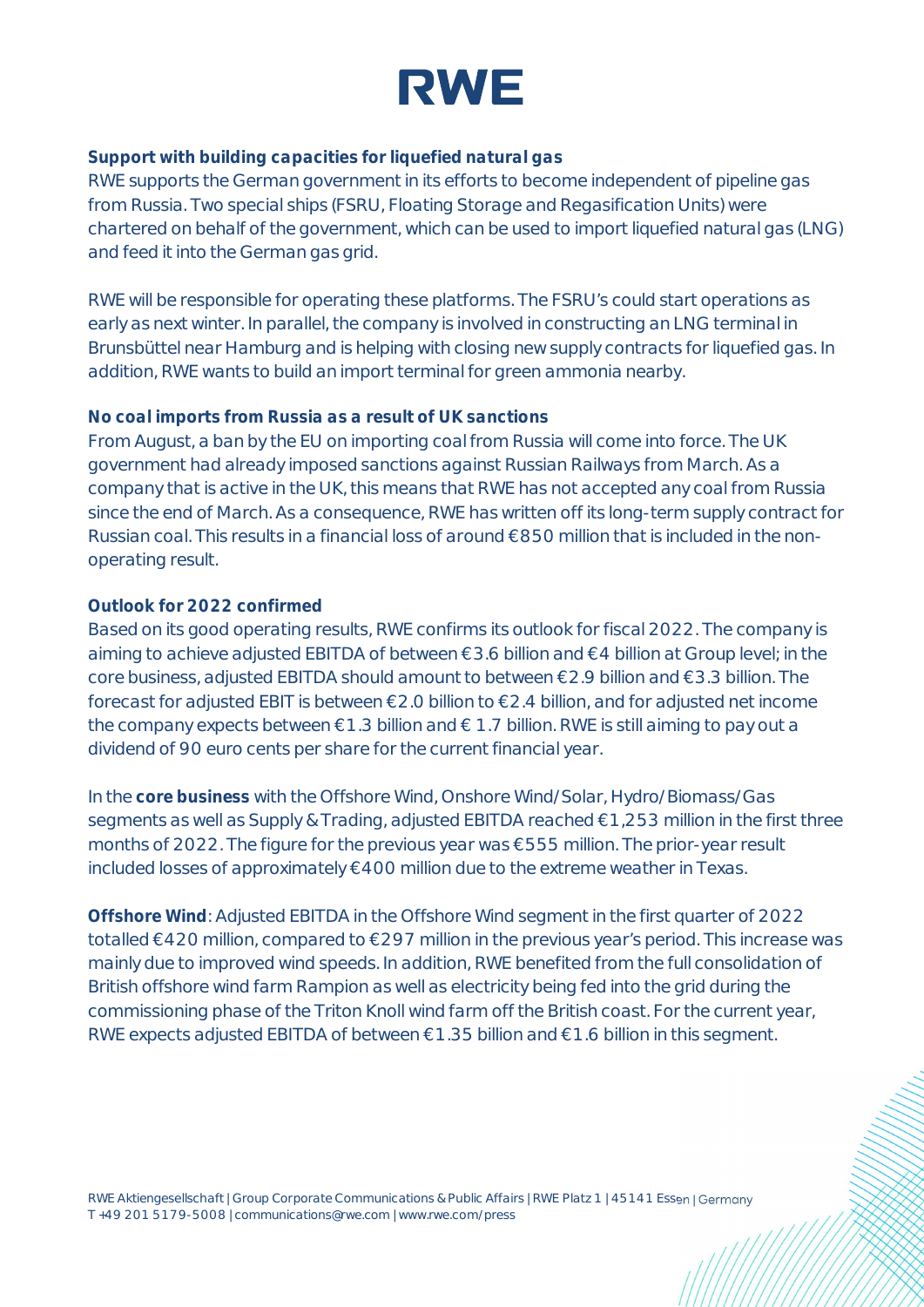### Support with building capacities for liquefied natural gas

RWE supports the German government in its efforts to become independent of pipeline gas from Russia. Two special ships (FSRU, Floating Storage and Regasification Units) were chartered on behalf of the government, which can be used to import liquefied natural gas (LNG) and feed it into the German gas grid.

RWE will be responsible for operating these platforms. The FSRU's could start operations as early as next winter. In parallel, the company is involved in constructing an LNG terminal in Brunsbüttel near Hamburg and is helping with closing new supply contracts for liquefied gas. In addition, RWE wants to build an import terminal for green ammonia nearby.

### No coal imports from Russia as a result of UK sanctions

From August, a ban by the EU on importing coal from Russia will come into force. The UK government had already imposed sanctions against Russian Railways from March. As a company that is active in the UK, this means that RWE has not accepted any coal from Russia since the end of March. As a consequence, RWE has written off its long-term supply contract for Russian coal. This results in a financial loss of around €850 million that is included in the non-operating result.

### Outlook for 2022 confirmed

Based on its good operating results, RWE confirms its outlook for fiscal 2022. The company is aiming to achieve adjusted EBITDA of between €3.6 billion and €4 billion at Group level; in the core business, adjusted EBITDA should amount to between €2.9 billion and €3.3 billion. The forecast for adjusted EBIT is between €2.0 billion to €2.4 billion, and for adjusted net income the company expects between €1.3 billion and € 1.7 billion. RWE is still aiming to pay out a dividend of 90 euro cents per share for the current financial year.

In the **core business** with the Offshore Wind, Onshore Wind/Solar, Hydro/Biomass/Gas segments as well as Supply & Trading, adjusted EBITDA reached €1,253 million in the first three months of 2022. The figure for the previous year was €555 million. The prior-year result included losses of approximately €400 million due to the extreme weather in Texas.

**Offshore Wind**: Adjusted EBITDA in the Offshore Wind segment in the first quarter of 2022 totalled €420 million, compared to €297 million in the previous year's period. This increase was mainly due to improved wind speeds. In addition, RWE benefited from the full consolidation of British offshore wind farm Rampion as well as electricity being fed into the grid during the commissioning phase of the Triton Knoll wind farm off the British coast. For the current year, RWE expects adjusted EBITDA of between €1.35 billion and €1.6 billion in this segment.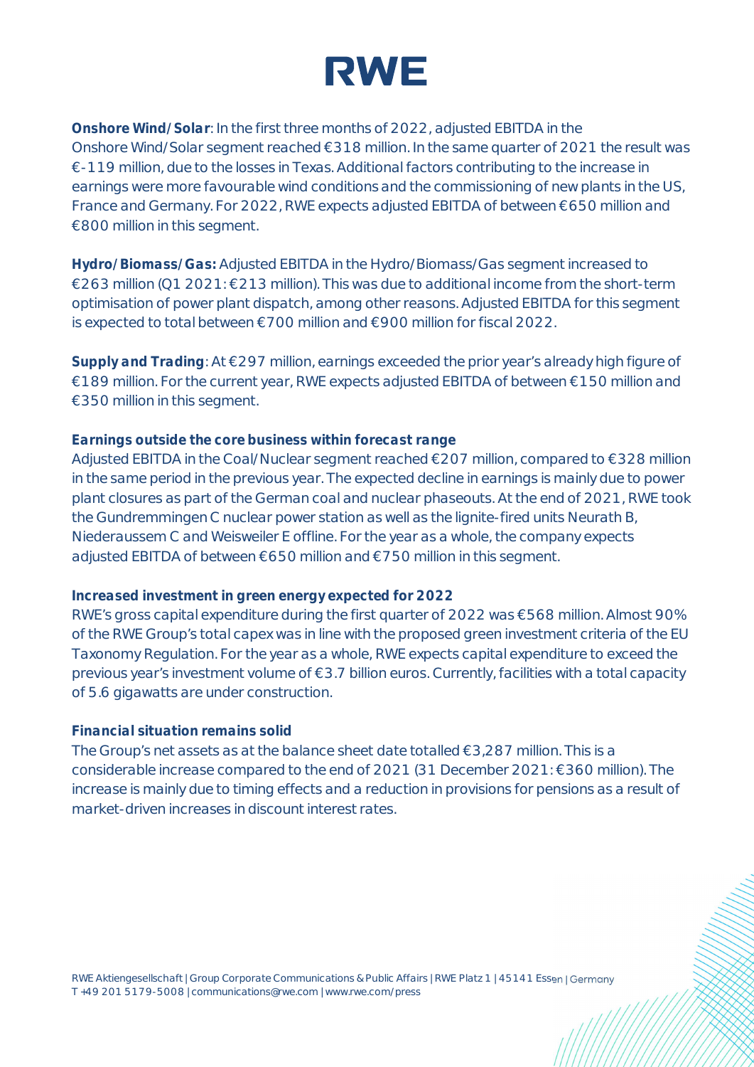**Onshore Wind/Solar**: In the first three months of 2022, adjusted EBITDA in the Onshore Wind/Solar segment reached €318 million. In the same quarter of 2021 the result was €-119 million, due to the losses in Texas. Additional factors contributing to the increase in earnings were more favourable wind conditions and the commissioning of new plants in the US, France and Germany. For 2022, RWE expects adjusted EBITDA of between €650 million and €800 million in this segment.

**Hydro/Biomass/Gas:** Adjusted EBITDA in the Hydro/Biomass/Gas segment increased to €263 million (Q1 2021: €213 million). This was due to additional income from the short-term optimisation of power plant dispatch, among other reasons. Adjusted EBITDA for this segment is expected to total between €700 million and €900 million for fiscal 2022.

**Supply and Trading**: At €297 million, earnings exceeded the prior year's already high figure of €189 million. For the current year, RWE expects adjusted EBITDA of between €150 million and €350 million in this segment.

**Earnings outside the core business within forecast range**

Adjusted EBITDA in the Coal/Nuclear segment reached €207 million, compared to €328 million in the same period in the previous year. The expected decline in earnings is mainly due to power plant closures as part of the German coal and nuclear phaseouts. At the end of 2021, RWE took the Gundremmingen C nuclear power station as well as the lignite-fired units Neurath B, Niederaussem C and Weisweiler E offline. For the year as a whole, the company expects adjusted EBITDA of between €650 million and €750 million in this segment.

**Increased investment in green energy expected for 2022**

RWE's gross capital expenditure during the first quarter of 2022 was €568 million. Almost 90% of the RWE Group's total capex was in line with the proposed green investment criteria of the EU Taxonomy Regulation. For the year as a whole, RWE expects capital expenditure to exceed the previous year's investment volume of €3.7 billion euros. Currently, facilities with a total capacity of 5.6 gigawatts are under construction.

**Financial situation remains solid**

The Group's net assets as at the balance sheet date totalled €3,287 million. This is a considerable increase compared to the end of 2021 (31 December 2021: €360 million). The increase is mainly due to timing effects and a reduction in provisions for pensions as a result of market-driven increases in discount interest rates.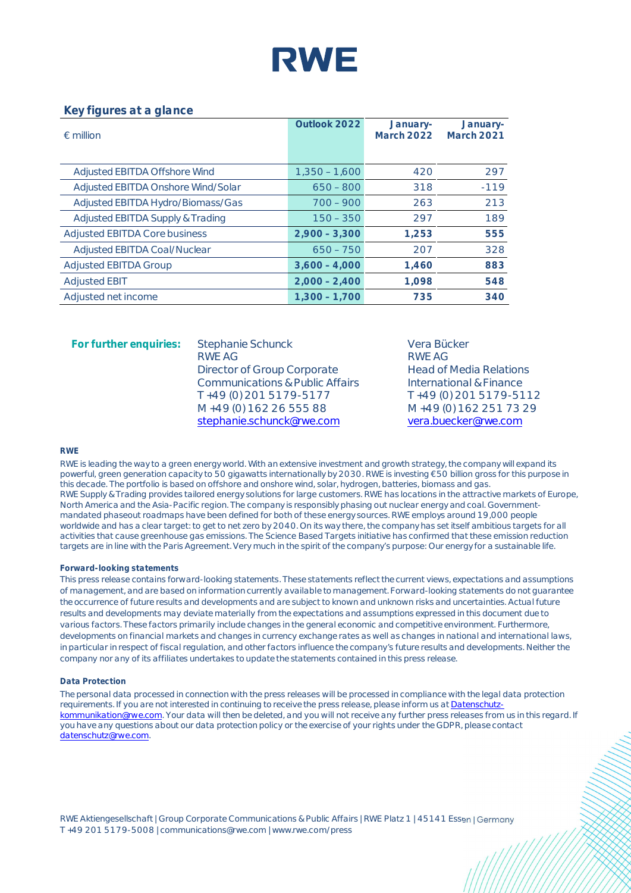# RWE

## Key figures at a glance

| € million | Outlook 2022 | January-March 2022 | January-March 2021 |
|---|---|---|---|
| Adjusted EBITDA Offshore Wind | 1,350 – 1,600 | 420 | 297 |
| Adjusted EBITDA Onshore Wind/Solar | 650 – 800 | 318 | -119 |
| Adjusted EBITDA Hydro/Biomass/Gas | 700 – 900 | 263 | 213 |
| Adjusted EBITDA Supply & Trading | 150 – 350 | 297 | 189 |
| **Adjusted EBITDA Core business** | **2,900 – 3,300** | **1,253** | **555** |
| Adjusted EBITDA Coal/Nuclear | 650 – 750 | 207 | 328 |
| **Adjusted EBITDA Group** | **3,600 – 4,000** | **1,460** | **883** |
| **Adjusted EBIT** | **2,000 – 2,400** | **1,098** | **548** |
| **Adjusted net income** | **1,300 – 1,700** | **735** | **340** |

**For further enquiries:**

Stephanie Schunck
RWE AG
Director of Group Corporate Communications & Public Affairs
T +49 (0) 201 5179-5177
M +49 (0) 162 26 555 88
stephanie.schunck@rwe.com

Vera Bücker
RWE AG
Head of Media Relations International & Finance
T +49 (0) 201 5179-5112
M +49 (0) 162 251 73 29
vera.buecker@rwe.com

**RWE**

RWE is leading the way to a green energy world. With an extensive investment and growth strategy, the company will expand its powerful, green generation capacity to 50 gigawatts internationally by 2030. RWE is investing €50 billion gross for this purpose in this decade. The portfolio is based on offshore and onshore wind, solar, hydrogen, batteries, biomass and gas. RWE Supply & Trading provides tailored energy solutions for large customers. RWE has locations in the attractive markets of Europe, North America and the Asia-Pacific region. The company is responsibly phasing out nuclear energy and coal. Government-mandated phaseout roadmaps have been defined for both of these energy sources. RWE employs around 19,000 people worldwide and has a clear target: to get to net zero by 2040. On its way there, the company has set itself ambitious targets for all activities that cause greenhouse gas emissions. The Science Based Targets initiative has confirmed that these emission reduction targets are in line with the Paris Agreement. Very much in the spirit of the company's purpose: Our energy for a sustainable life.

**Forward-looking statements**

This press release contains forward-looking statements. These statements reflect the current views, expectations and assumptions of management, and are based on information currently available to management. Forward-looking statements do not guarantee the occurrence of future results and developments and are subject to known and unknown risks and uncertainties. Actual future results and developments may deviate materially from the expectations and assumptions expressed in this document due to various factors. These factors primarily include changes in the general economic and competitive environment. Furthermore, developments on financial markets and changes in currency exchange rates as well as changes in national and international laws, in particular in respect of fiscal regulation, and other factors influence the company's future results and developments. Neither the company nor any of its affiliates undertakes to update the statements contained in this press release.

**Data Protection**

The personal data processed in connection with the press releases will be processed in compliance with the legal data protection requirements. If you are not interested in continuing to receive the press release, please inform us at Datenschutz-kommunikation@rwe.com. Your data will then be deleted, and you will not receive any further press releases from us in this regard. If you have any questions about our data protection policy or the exercise of your rights under the GDPR, please contact datenschutz@rwe.com.

RWE Aktiengesellschaft | Group Corporate Communications & Public Affairs | RWE Platz 1 | 45141 Essen | Germany
T +49 201 5179-5008 | communications@rwe.com | www.rwe.com/press